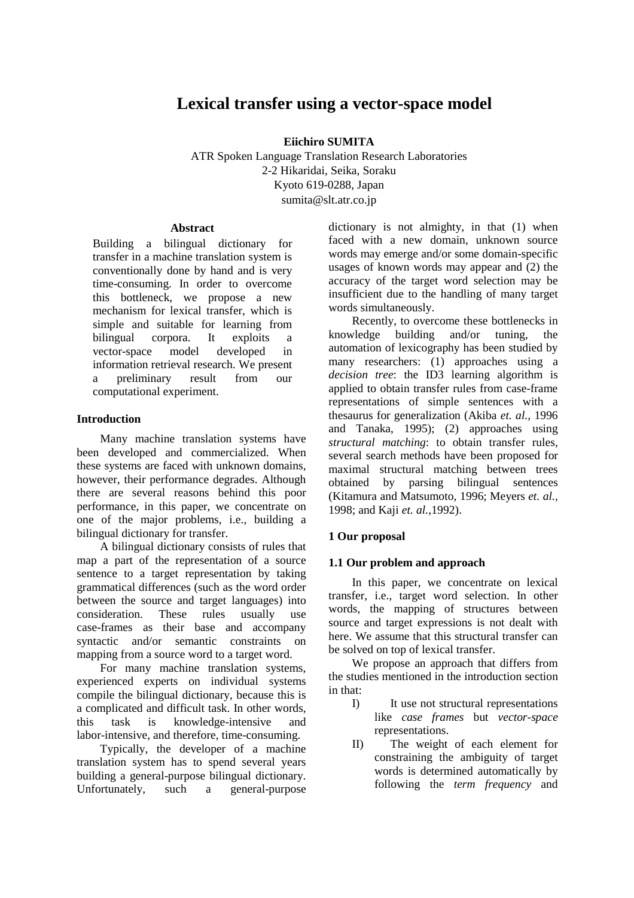# Lexical transfer using a vector-space model

**Eiichiro SUMITA**

ATR Spoken Language Translation Research Laboratories
2-2 Hikaridai, Seika, Soraku
Kyoto 619-0288, Japan
sumita@slt.atr.co.jp

## Abstract

Building a bilingual dictionary for transfer in a machine translation system is conventionally done by hand and is very time-consuming. In order to overcome this bottleneck, we propose a new mechanism for lexical transfer, which is simple and suitable for learning from bilingual corpora. It exploits a vector-space model developed in information retrieval research. We present a preliminary result from our computational experiment.

## Introduction

Many machine translation systems have been developed and commercialized. When these systems are faced with unknown domains, however, their performance degrades. Although there are several reasons behind this poor performance, in this paper, we concentrate on one of the major problems, i.e., building a bilingual dictionary for transfer.

A bilingual dictionary consists of rules that map a part of the representation of a source sentence to a target representation by taking grammatical differences (such as the word order between the source and target languages) into consideration. These rules usually use case-frames as their base and accompany syntactic and/or semantic constraints on mapping from a source word to a target word.

For many machine translation systems, experienced experts on individual systems compile the bilingual dictionary, because this is a complicated and difficult task. In other words, this task is knowledge-intensive and labor-intensive, and therefore, time-consuming.

Typically, the developer of a machine translation system has to spend several years building a general-purpose bilingual dictionary. Unfortunately, such a general-purpose dictionary is not almighty, in that (1) when faced with a new domain, unknown source words may emerge and/or some domain-specific usages of known words may appear and (2) the accuracy of the target word selection may be insufficient due to the handling of many target words simultaneously.

Recently, to overcome these bottlenecks in knowledge building and/or tuning, the automation of lexicography has been studied by many researchers: (1) approaches using a *decision tree*: the ID3 learning algorithm is applied to obtain transfer rules from case-frame representations of simple sentences with a thesaurus for generalization (Akiba *et. al.*, 1996 and Tanaka, 1995); (2) approaches using *structural matching*: to obtain transfer rules, several search methods have been proposed for maximal structural matching between trees obtained by parsing bilingual sentences (Kitamura and Matsumoto, 1996; Meyers *et. al.*, 1998; and Kaji *et. al.*,1992).

## 1 Our proposal

### 1.1 Our problem and approach

In this paper, we concentrate on lexical transfer, i.e., target word selection. In other words, the mapping of structures between source and target expressions is not dealt with here. We assume that this structural transfer can be solved on top of lexical transfer.

We propose an approach that differs from the studies mentioned in the introduction section in that:

I) It use not structural representations like *case frames* but *vector-space* representations.

II) The weight of each element for constraining the ambiguity of target words is determined automatically by following the *term frequency* and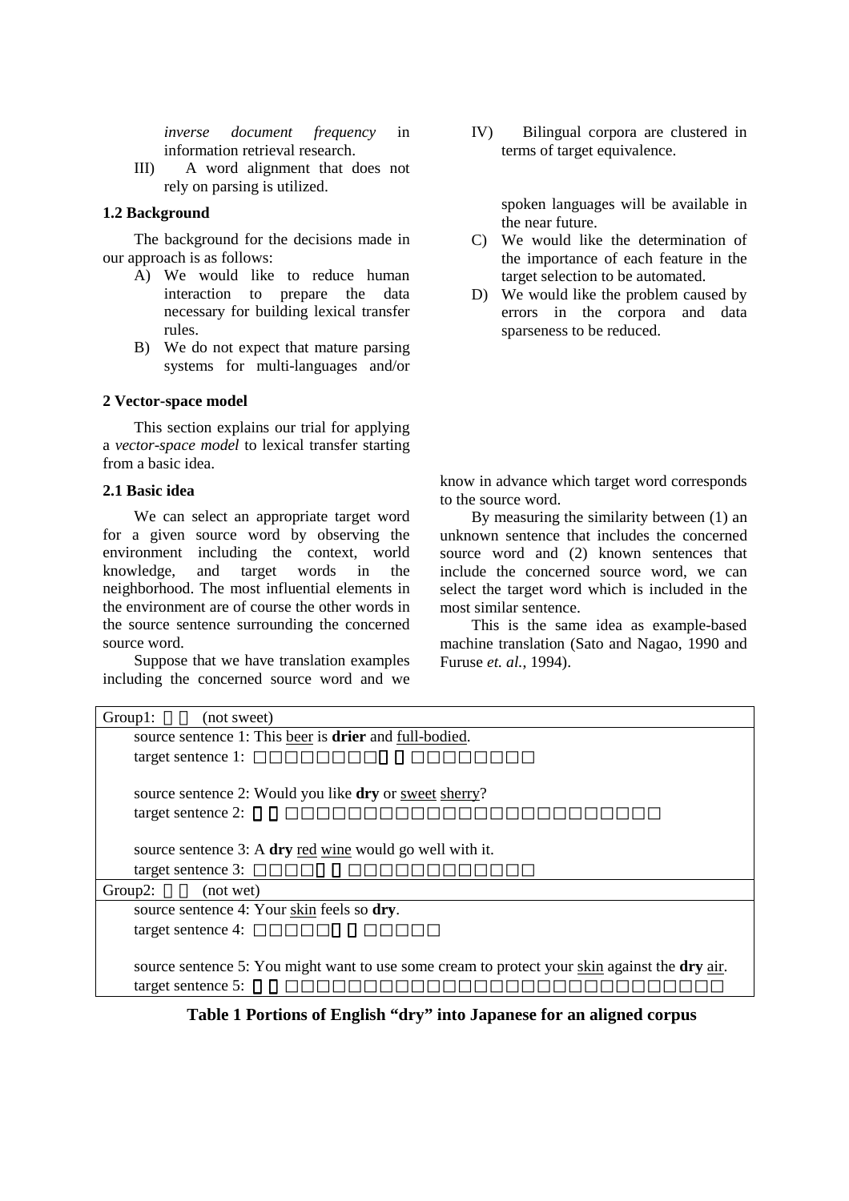*inverse document frequency* in information retrieval research.

III) A word alignment that does not rely on parsing is utilized.

IV) Bilingual corpora are clustered in terms of target equivalence.

### 1.2 Background

The background for the decisions made in our approach is as follows:

A) We would like to reduce human interaction to prepare the data necessary for building lexical transfer rules.

B) We do not expect that mature parsing systems for multi-languages and/or spoken languages will be available in the near future.

C) We would like the determination of the importance of each feature in the target selection to be automated.

D) We would like the problem caused by errors in the corpora and data sparseness to be reduced.

## 2 Vector-space model

This section explains our trial for applying a *vector-space model* to lexical transfer starting from a basic idea.

### 2.1 Basic idea

We can select an appropriate target word for a given source word by observing the environment including the context, world knowledge, and target words in the neighborhood. The most influential elements in the environment are of course the other words in the source sentence surrounding the concerned source word.

Suppose that we have translation examples including the concerned source word and we know in advance which target word corresponds to the source word.

By measuring the similarity between (1) an unknown sentence that includes the concerned source word and (2) known sentences that include the concerned source word, we can select the target word which is included in the most similar sentence.

This is the same idea as example-based machine translation (Sato and Nagao, 1990 and Furuse *et. al.*, 1994).

| Group1: □□ (not sweet) |
|---|
| source sentence 1: This beer is **drier** and full-bodied. |
| target sentence 1: □□□□□□□□□□□□□□□□□□□□ |
| source sentence 2: Would you like **dry** or sweet sherry? |
| target sentence 2: □□□□□□□□□□□□□□□□□□□□□□□□□□□□ |
| source sentence 3: A **dry** red wine would go well with it. |
| target sentence 3: □□□□□□□□□□□□□□□□□□□□□ |
| **Group2: □□ (not wet)** |
| source sentence 4: Your skin feels so **dry**. |
| target sentence 4: □□□□□□□□□□□□□ |
| source sentence 5: You might want to use some cream to protect your skin against the **dry** air. |
| target sentence 5: □□□□□□□□□□□□□□□□□□□□□□□□□□□□□□□□□ |

**Table 1 Portions of English "dry" into Japanese for an aligned corpus**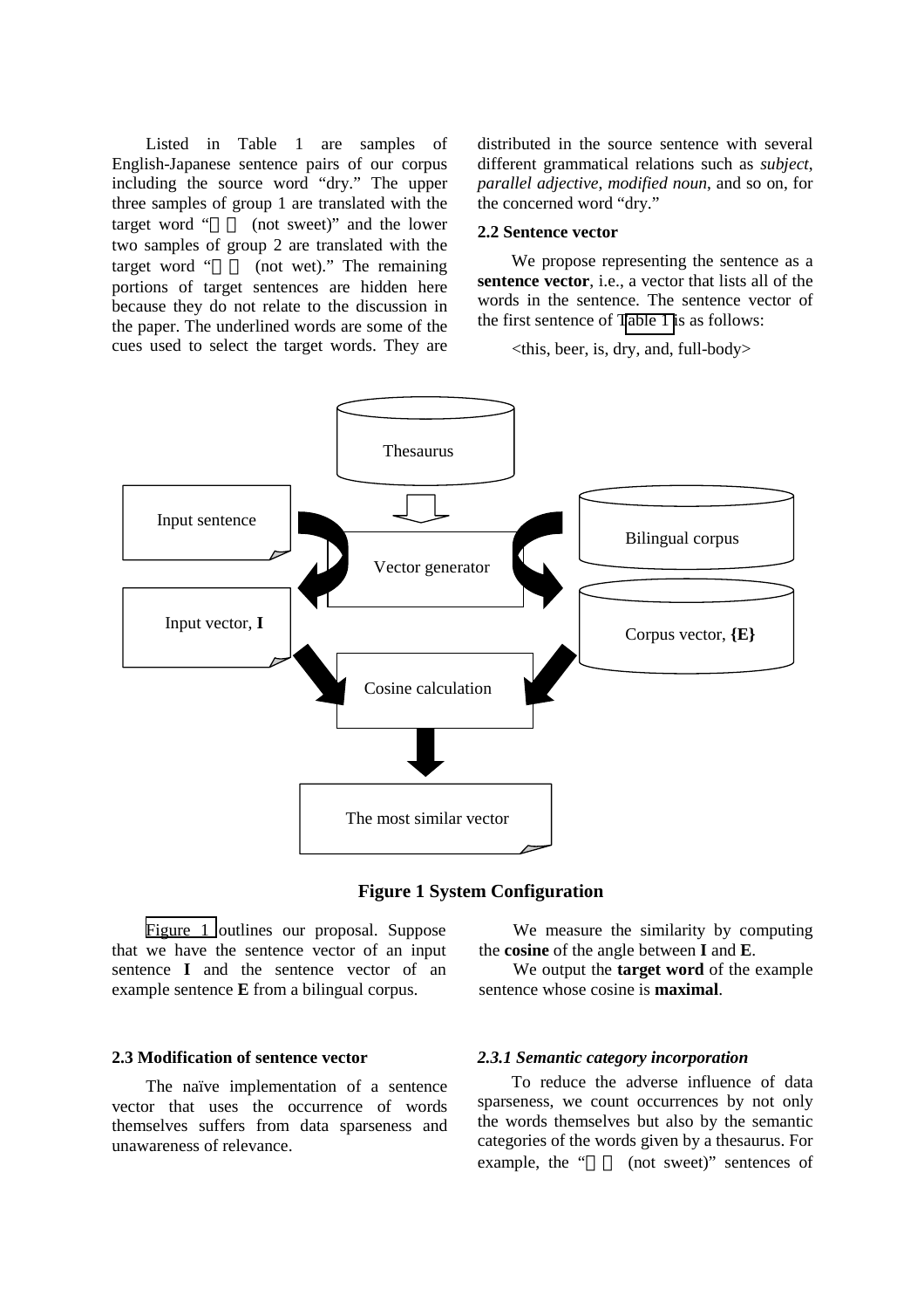Listed in Table 1 are samples of English-Japanese sentence pairs of our corpus including the source word "dry." The upper three samples of group 1 are translated with the target word "　　(not sweet)" and the lower two samples of group 2 are translated with the target word "　　(not wet)." The remaining portions of target sentences are hidden here because they do not relate to the discussion in the paper. The underlined words are some of the cues used to select the target words. They are distributed in the source sentence with several different grammatical relations such as *subject*, *parallel adjective*, *modified noun*, and so on, for the concerned word "dry."

### 2.2 Sentence vector

We propose representing the sentence as a **sentence vector**, i.e., a vector that lists all of the words in the sentence. The sentence vector of the first sentence of Table 1 is as follows:

<this, beer, is, dry, and, full-body>

**Figure 1 System Configuration**

Figure 1 outlines our proposal. Suppose that we have the sentence vector of an input sentence **I** and the sentence vector of an example sentence **E** from a bilingual corpus.

We measure the similarity by computing the **cosine** of the angle between **I** and **E**.

We output the **target word** of the example sentence whose cosine is **maximal**.

### 2.3 Modification of sentence vector

The naïve implementation of a sentence vector that uses the occurrence of words themselves suffers from data sparseness and unawareness of relevance.

#### *2.3.1 Semantic category incorporation*

To reduce the adverse influence of data sparseness, we count occurrences by not only the words themselves but also by the semantic categories of the words given by a thesaurus. For example, the "　　(not sweet)" sentences of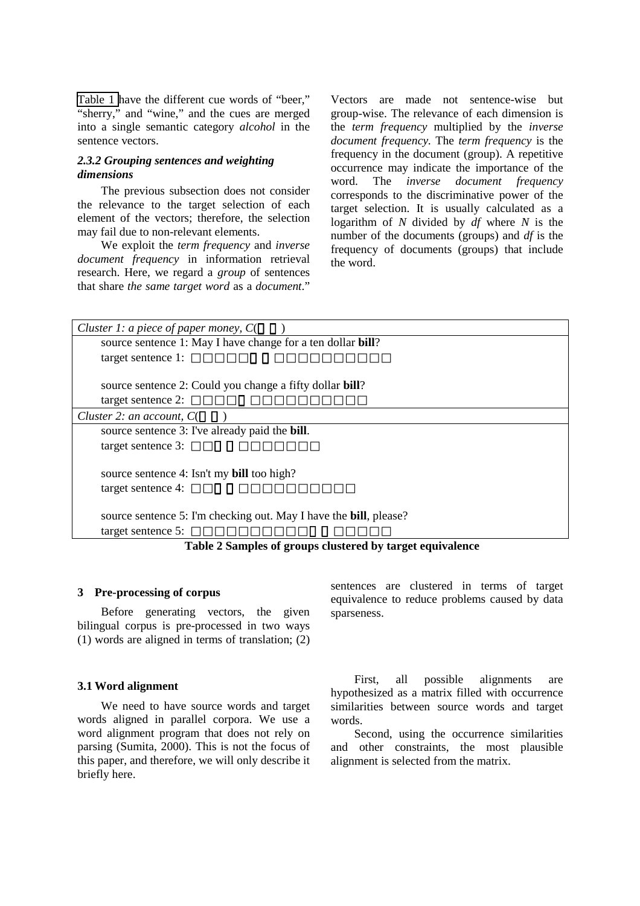Table 1 have the different cue words of "beer," "sherry," and "wine," and the cues are merged into a single semantic category *alcohol* in the sentence vectors.

### *2.3.2 Grouping sentences and weighting dimensions*

The previous subsection does not consider the relevance to the target selection of each element of the vectors; therefore, the selection may fail due to non-relevant elements.

We exploit the *term frequency* and *inverse document frequency* in information retrieval research. Here, we regard a *group* of sentences that share *the same target word* as a *document*." Vectors are made not sentence-wise but group-wise. The relevance of each dimension is the *term frequency* multiplied by the *inverse document frequency*. The *term frequency* is the frequency in the document (group). A repetitive occurrence may indicate the importance of the word. The *inverse document frequency* corresponds to the discriminative power of the target selection. It is usually calculated as a logarithm of *N* divided by *df* where *N* is the number of the documents (groups) and *df* is the frequency of documents (groups) that include the word.

| |
|---|
| *Cluster 1: a piece of paper money, C(□□)* |
| source sentence 1: May I have change for a ten dollar **bill**? |
| target sentence 1: □□□□□□□□□□□□□□□□□ |
| source sentence 2: Could you change a fifty dollar **bill**? |
| target sentence 2: □□□□□□□□□□□□□□□ |
| *Cluster 2: an account, C(□□)* |
| source sentence 3: I've already paid the **bill**. |
| target sentence 3: □□□□□□□□□□□□ |
| source sentence 4: Isn't my **bill** too high? |
| target sentence 4: □□□□□□□□□□□□□□□ |
| source sentence 5: I'm checking out. May I have the **bill**, please? |
| target sentence 5: □□□□□□□□□□□□□□□□□□ |

**Table 2 Samples of groups clustered by target equivalence**

## 3 Pre-processing of corpus

Before generating vectors, the given bilingual corpus is pre-processed in two ways (1) words are aligned in terms of translation; (2) sentences are clustered in terms of target equivalence to reduce problems caused by data sparseness.

### 3.1 Word alignment

We need to have source words and target words aligned in parallel corpora. We use a word alignment program that does not rely on parsing (Sumita, 2000). This is not the focus of this paper, and therefore, we will only describe it briefly here.

First, all possible alignments are hypothesized as a matrix filled with occurrence similarities between source words and target words.

Second, using the occurrence similarities and other constraints, the most plausible alignment is selected from the matrix.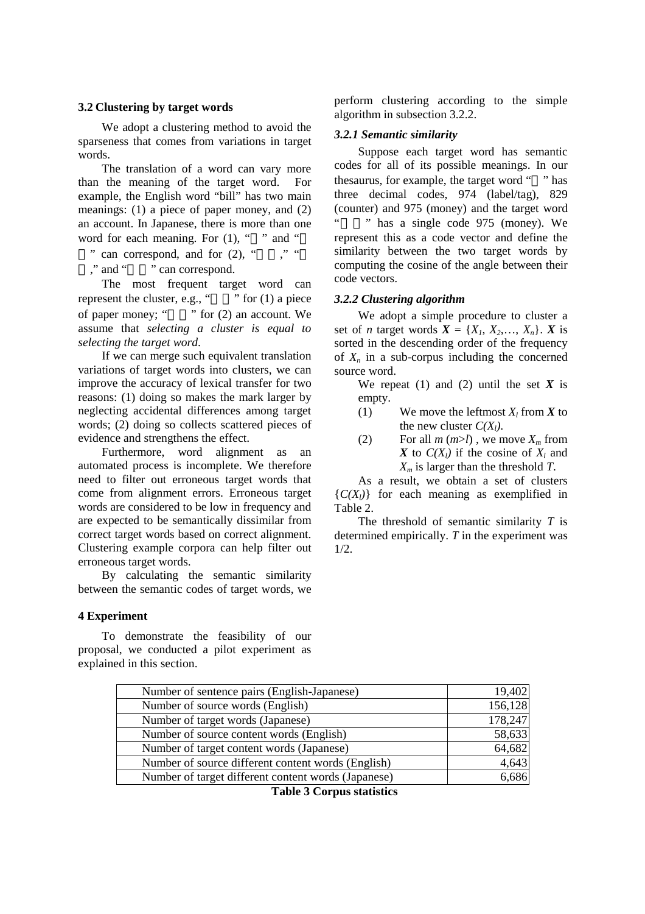### 3.2 Clustering by target words

We adopt a clustering method to avoid the sparseness that comes from variations in target words.

The translation of a word can vary more than the meaning of the target word. For example, the English word "bill" has two main meanings: (1) a piece of paper money, and (2) an account. In Japanese, there is more than one word for each meaning. For (1), "" and "" can correspond, and for (2), "," ","and "" can correspond.

The most frequent target word can represent the cluster, e.g., "" for (1) a piece of paper money; "" for (2) an account. We assume that *selecting a cluster is equal to selecting the target word*.

If we can merge such equivalent translation variations of target words into clusters, we can improve the accuracy of lexical transfer for two reasons: (1) doing so makes the mark larger by neglecting accidental differences among target words; (2) doing so collects scattered pieces of evidence and strengthens the effect.

Furthermore, word alignment as an automated process is incomplete. We therefore need to filter out erroneous target words that come from alignment errors. Erroneous target words are considered to be low in frequency and are expected to be semantically dissimilar from correct target words based on correct alignment. Clustering example corpora can help filter out erroneous target words.

By calculating the semantic similarity between the semantic codes of target words, we perform clustering according to the simple algorithm in subsection 3.2.2.

#### *3.2.1 Semantic similarity*

Suppose each target word has semantic codes for all of its possible meanings. In our thesaurus, for example, the target word "" has three decimal codes, 974 (label/tag), 829 (counter) and 975 (money) and the target word "" has a single code 975 (money). We represent this as a code vector and define the similarity between the two target words by computing the cosine of the angle between their code vectors.

#### *3.2.2 Clustering algorithm*

We adopt a simple procedure to cluster a set of $n$ target words $\boldsymbol{X} = \{X_1, X_2, \ldots, X_n\}$. $\boldsymbol{X}$ is sorted in the descending order of the frequency of $X_n$ in a sub-corpus including the concerned source word.

We repeat (1) and (2) until the set $\boldsymbol{X}$ is empty.

(1) We move the leftmost $X_l$ from $\boldsymbol{X}$ to the new cluster $C(X_l)$.

(2) For all $m$ ($m>l$), we move $X_m$ from $\boldsymbol{X}$ to $C(X_l)$ if the cosine of $X_l$ and $X_m$ is larger than the threshold $T$.

As a result, we obtain a set of clusters $\{C(X_l)\}$ for each meaning as exemplified in Table 2.

The threshold of semantic similarity $T$ is determined empirically. $T$ in the experiment was 1/2.

### 4 Experiment

To demonstrate the feasibility of our proposal, we conducted a pilot experiment as explained in this section.

| | |
|---|---:|
| Number of sentence pairs (English-Japanese) | 19,402 |
| Number of source words (English) | 156,128 |
| Number of target words (Japanese) | 178,247 |
| Number of source content words (English) | 58,633 |
| Number of target content words (Japanese) | 64,682 |
| Number of source different content words (English) | 4,643 |
| Number of target different content words (Japanese) | 6,686 |

**Table 3 Corpus statistics**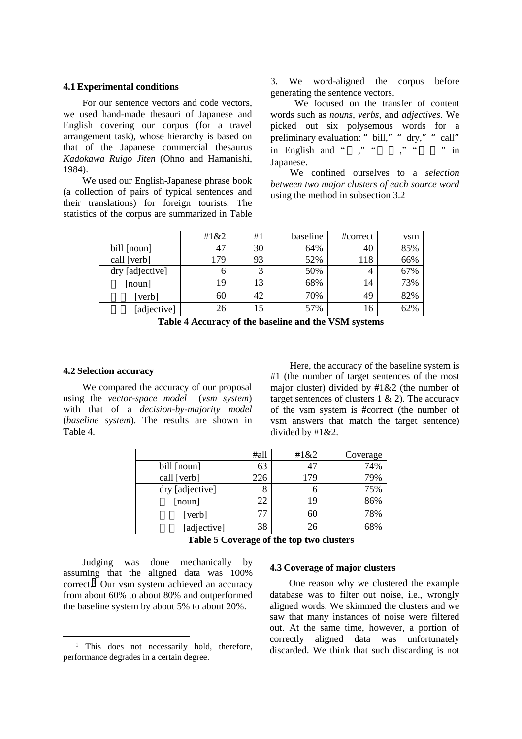### 4.1 Experimental conditions

For our sentence vectors and code vectors, we used hand-made thesauri of Japanese and English covering our corpus (for a travel arrangement task), whose hierarchy is based on that of the Japanese commercial thesaurus *Kadokawa Ruigo Jiten* (Ohno and Hamanishi, 1984).

We used our English-Japanese phrase book (a collection of pairs of typical sentences and their translations) for foreign tourists. The statistics of the corpus are summarized in Table 3. We word-aligned the corpus before generating the sentence vectors.

We focused on the transfer of content words such as *nouns*, *verbs*, and *adjectives*. We picked out six polysemous words for a preliminary evaluation: " bill," " dry," " call" in English and " ," " ," " " in Japanese.

We confined ourselves to a *selection between two major clusters of each source word* using the method in subsection 3.2

| | #1&2 | #1 | baseline | #correct | vsm |
|---|---|---|---|---|---|
| bill [noun] | 47 | 30 | 64% | 40 | 85% |
| call [verb] | 179 | 93 | 52% | 118 | 66% |
| dry [adjective] | 6 | 3 | 50% | 4 | 67% |
| [noun] | 19 | 13 | 68% | 14 | 73% |
| [verb] | 60 | 42 | 70% | 49 | 82% |
| [adjective] | 26 | 15 | 57% | 16 | 62% |

**Table 4 Accuracy of the baseline and the VSM systems**

### 4.2 Selection accuracy

We compared the accuracy of our proposal using the *vector-space model* (*vsm system*) with that of a *decision-by-majority model* (*baseline system*). The results are shown in Table 4.

Here, the accuracy of the baseline system is #1 (the number of target sentences of the most major cluster) divided by #1&2 (the number of target sentences of clusters 1 & 2). The accuracy of the vsm system is #correct (the number of vsm answers that match the target sentence) divided by #1&2.

| | #all | #1&2 | Coverage |
|---|---|---|---|
| bill [noun] | 63 | 47 | 74% |
| call [verb] | 226 | 179 | 79% |
| dry [adjective] | 8 | 6 | 75% |
| [noun] | 22 | 19 | 86% |
| [verb] | 77 | 60 | 78% |
| [adjective] | 38 | 26 | 68% |

**Table 5 Coverage of the top two clusters**

Judging was done mechanically by assuming that the aligned data was 100% correct.[1] Our vsm system achieved an accuracy from about 60% to about 80% and outperformed the baseline system by about 5% to about 20%.

### 4.3 Coverage of major clusters

One reason why we clustered the example database was to filter out noise, i.e., wrongly aligned words. We skimmed the clusters and we saw that many instances of noise were filtered out. At the same time, however, a portion of correctly aligned data was unfortunately discarded. We think that such discarding is not

[1] This does not necessarily hold, therefore, performance degrades in a certain degree.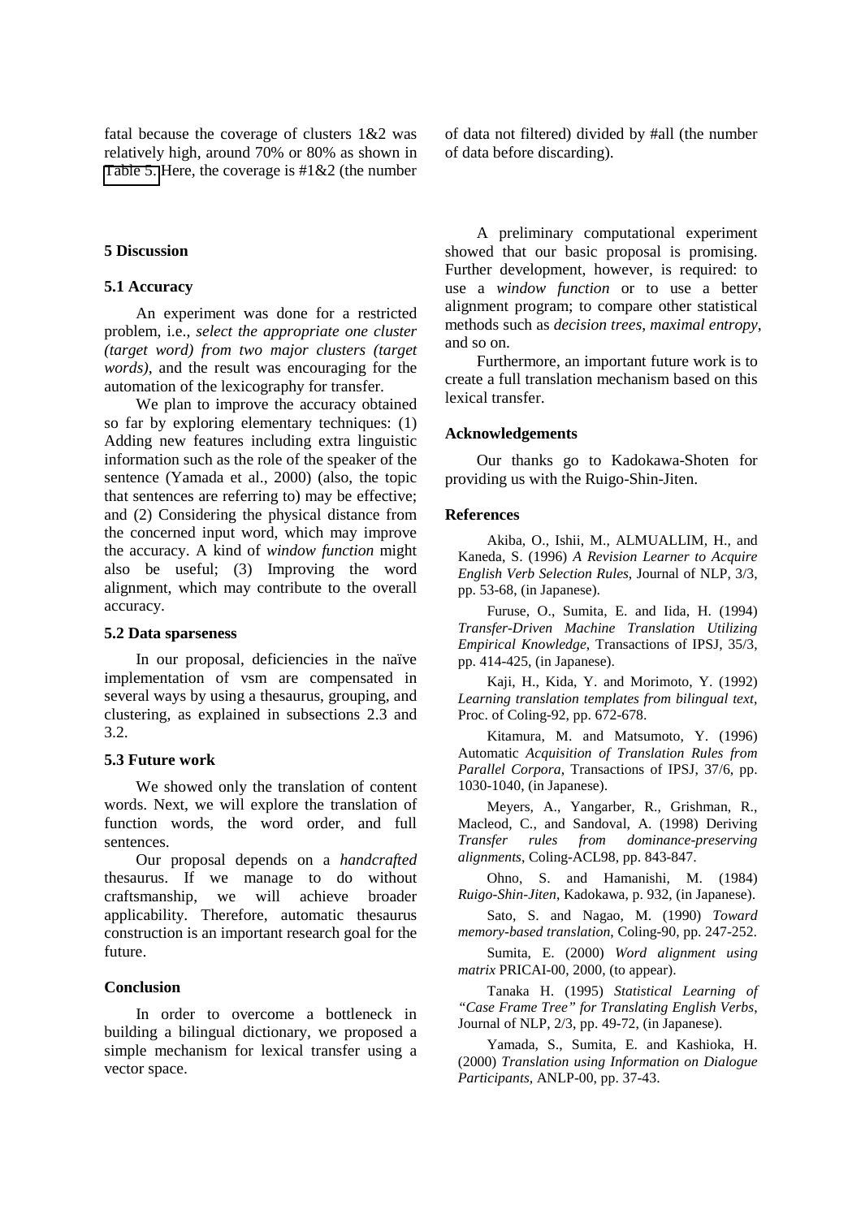fatal because the coverage of clusters 1&2 was relatively high, around 70% or 80% as shown in Table 5. Here, the coverage is #1&2 (the number of data not filtered) divided by #all (the number of data before discarding).

## 5 Discussion

### 5.1 Accuracy

An experiment was done for a restricted problem, i.e., *select the appropriate one cluster (target word) from two major clusters (target words)*, and the result was encouraging for the automation of the lexicography for transfer.

We plan to improve the accuracy obtained so far by exploring elementary techniques: (1) Adding new features including extra linguistic information such as the role of the speaker of the sentence (Yamada et al., 2000) (also, the topic that sentences are referring to) may be effective; and (2) Considering the physical distance from the concerned input word, which may improve the accuracy. A kind of *window function* might also be useful; (3) Improving the word alignment, which may contribute to the overall accuracy.

### 5.2 Data sparseness

In our proposal, deficiencies in the naïve implementation of vsm are compensated in several ways by using a thesaurus, grouping, and clustering, as explained in subsections 2.3 and 3.2.

### 5.3 Future work

We showed only the translation of content words. Next, we will explore the translation of function words, the word order, and full sentences.

Our proposal depends on a *handcrafted* thesaurus. If we manage to do without craftsmanship, we will achieve broader applicability. Therefore, automatic thesaurus construction is an important research goal for the future.

## Conclusion

In order to overcome a bottleneck in building a bilingual dictionary, we proposed a simple mechanism for lexical transfer using a vector space.

A preliminary computational experiment showed that our basic proposal is promising. Further development, however, is required: to use a *window function* or to use a better alignment program; to compare other statistical methods such as *decision trees*, *maximal entropy*, and so on.

Furthermore, an important future work is to create a full translation mechanism based on this lexical transfer.

## Acknowledgements

Our thanks go to Kadokawa-Shoten for providing us with the Ruigo-Shin-Jiten.

## References

Akiba, O., Ishii, M., ALMUALLIM, H., and Kaneda, S. (1996) *A Revision Learner to Acquire English Verb Selection Rules*, Journal of NLP, 3/3, pp. 53-68, (in Japanese).

Furuse, O., Sumita, E. and Iida, H. (1994) *Transfer-Driven Machine Translation Utilizing Empirical Knowledge*, Transactions of IPSJ, 35/3, pp. 414-425, (in Japanese).

Kaji, H., Kida, Y. and Morimoto, Y. (1992) *Learning translation templates from bilingual text*, Proc. of Coling-92, pp. 672-678.

Kitamura, M. and Matsumoto, Y. (1996) Automatic *Acquisition of Translation Rules from Parallel Corpora*, Transactions of IPSJ, 37/6, pp. 1030-1040, (in Japanese).

Meyers, A., Yangarber, R., Grishman, R., Macleod, C., and Sandoval, A. (1998) Deriving *Transfer rules from dominance-preserving alignments*, Coling-ACL98, pp. 843-847.

Ohno, S. and Hamanishi, M. (1984) *Ruigo-Shin-Jiten*, Kadokawa, p. 932, (in Japanese).

Sato, S. and Nagao, M. (1990) *Toward memory-based translation*, Coling-90, pp. 247-252.

Sumita, E. (2000) *Word alignment using matrix* PRICAI-00, 2000, (to appear).

Tanaka H. (1995) *Statistical Learning of "Case Frame Tree" for Translating English Verbs*, Journal of NLP, 2/3, pp. 49-72, (in Japanese).

Yamada, S., Sumita, E. and Kashioka, H. (2000) *Translation using Information on Dialogue Participants*, ANLP-00, pp. 37-43.